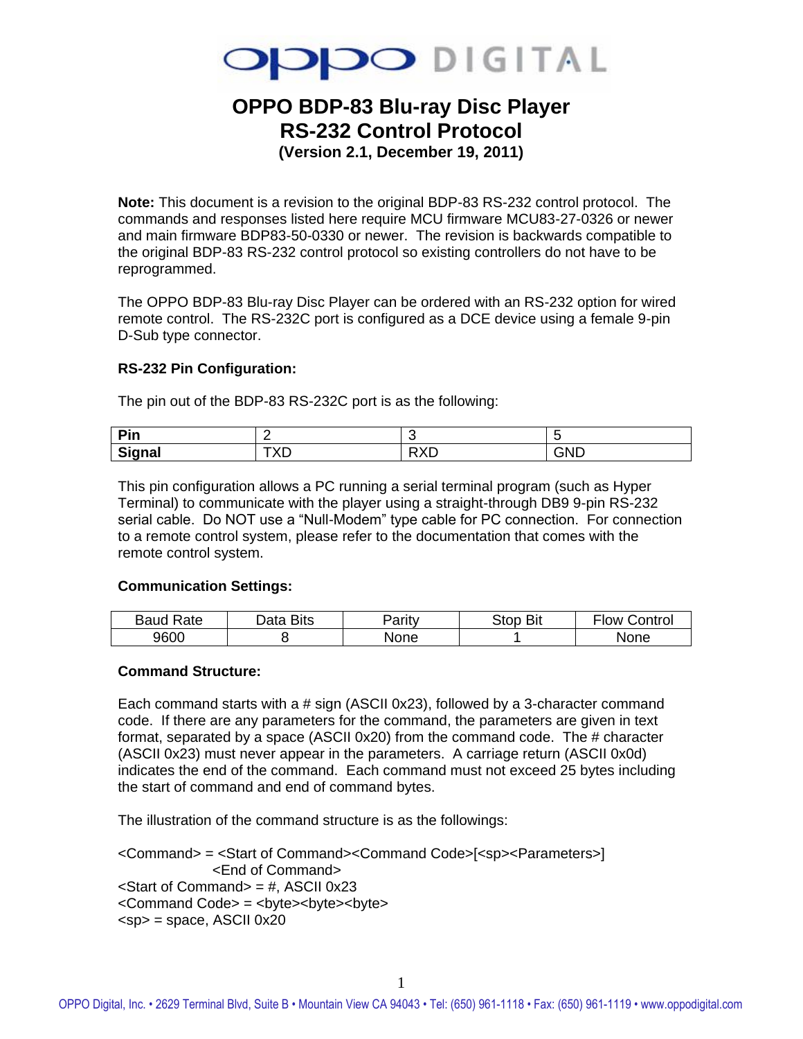# OPPO BDP-83 Blu-ray Disc Player RS-232 Control Protocol

**(Version 2.1, December 19, 2011)**

**Note:** This document is a revision to the original BDP-83 RS-232 control protocol. The commands and responses listed here require MCU firmware MCU83-27-0326 or newer and main firmware BDP83-50-0330 or newer. The revision is backwards compatible to the original BDP-83 RS-232 control protocol so existing controllers do not have to be reprogrammed.

The OPPO BDP-83 Blu-ray Disc Player can be ordered with an RS-232 option for wired remote control. The RS-232C port is configured as a DCE device using a female 9-pin D-Sub type connector.

**RS-232 Pin Configuration:**

The pin out of the BDP-83 RS-232C port is as the following:

| **Pin** | 2 | 3 | 5 |
|---|---|---|---|
| **Signal** | TXD | RXD | GND |

This pin configuration allows a PC running a serial terminal program (such as Hyper Terminal) to communicate with the player using a straight-through DB9 9-pin RS-232 serial cable. Do NOT use a “Null-Modem” type cable for PC connection. For connection to a remote control system, please refer to the documentation that comes with the remote control system.

**Communication Settings:**

| Baud Rate | Data Bits | Parity | Stop Bit | Flow Control |
|---|---|---|---|---|
| 9600 | 8 | None | 1 | None |

**Command Structure:**

Each command starts with a # sign (ASCII 0x23), followed by a 3-character command code. If there are any parameters for the command, the parameters are given in text format, separated by a space (ASCII 0x20) from the command code. The # character (ASCII 0x23) must never appear in the parameters. A carriage return (ASCII 0x0d) indicates the end of the command. Each command must not exceed 25 bytes including the start of command and end of command bytes.

The illustration of the command structure is as the followings:

<Command> = <Start of Command><Command Code>[<sp><Parameters>]
<End of Command>
<Start of Command> = #, ASCII 0x23
<Command Code> = <byte><byte><byte>
<sp> = space, ASCII 0x20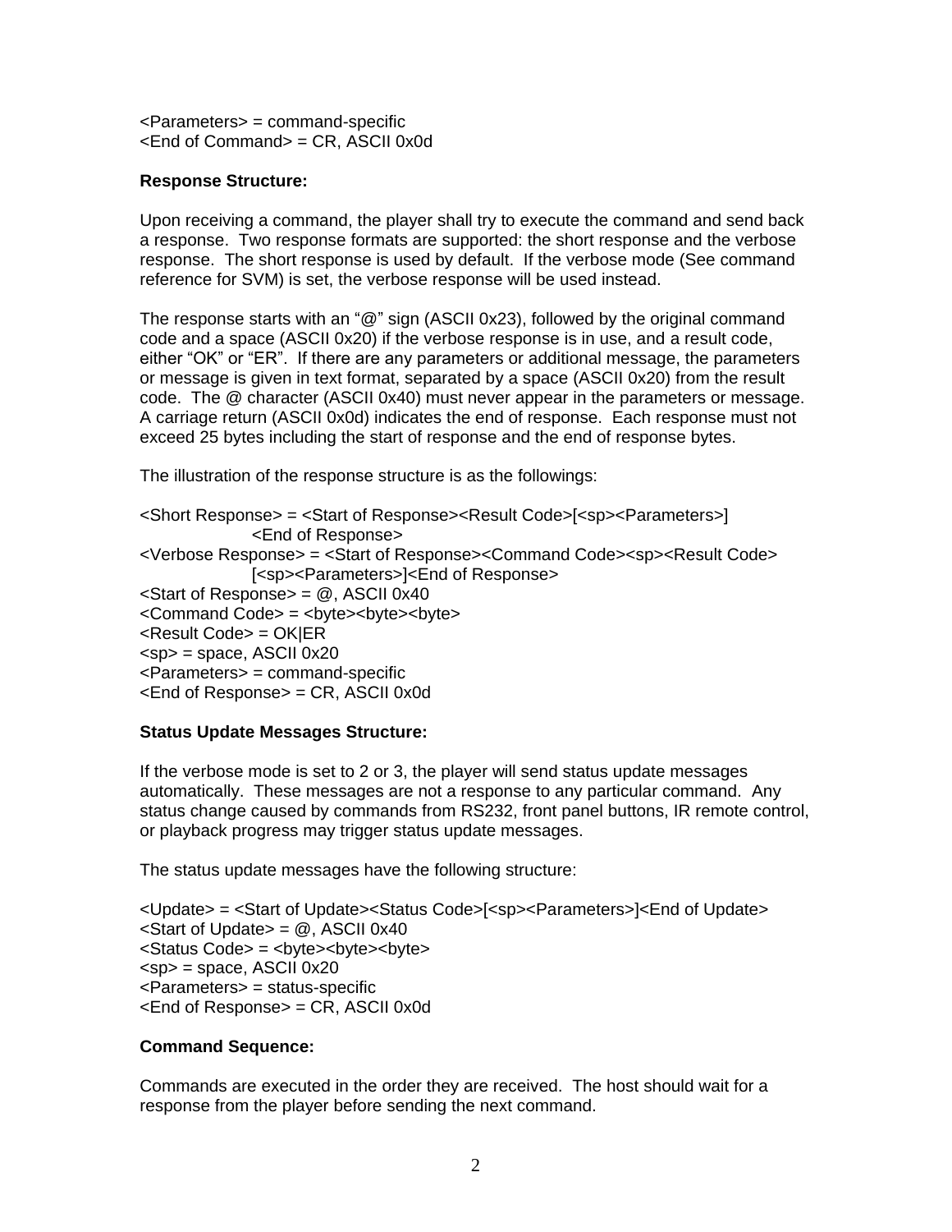<Parameters> = command-specific
<End of Command> = CR, ASCII 0x0d

**Response Structure:**

Upon receiving a command, the player shall try to execute the command and send back a response. Two response formats are supported: the short response and the verbose response. The short response is used by default. If the verbose mode (See command reference for SVM) is set, the verbose response will be used instead.

The response starts with an "@" sign (ASCII 0x23), followed by the original command code and a space (ASCII 0x20) if the verbose response is in use, and a result code, either "OK" or "ER". If there are any parameters or additional message, the parameters or message is given in text format, separated by a space (ASCII 0x20) from the result code. The @ character (ASCII 0x40) must never appear in the parameters or message. A carriage return (ASCII 0x0d) indicates the end of response. Each response must not exceed 25 bytes including the start of response and the end of response bytes.

The illustration of the response structure is as the followings:

<Short Response> = <Start of Response><Result Code>[<sp><Parameters>]
<End of Response>
<Verbose Response> = <Start of Response><Command Code><sp><Result Code>
[<sp><Parameters>]<End of Response>
<Start of Response> = @, ASCII 0x40
<Command Code> = <byte><byte><byte>
<Result Code> = OK|ER
<sp> = space, ASCII 0x20
<Parameters> = command-specific
<End of Response> = CR, ASCII 0x0d

**Status Update Messages Structure:**

If the verbose mode is set to 2 or 3, the player will send status update messages automatically. These messages are not a response to any particular command. Any status change caused by commands from RS232, front panel buttons, IR remote control, or playback progress may trigger status update messages.

The status update messages have the following structure:

<Update> = <Start of Update><Status Code>[<sp><Parameters>]<End of Update>
<Start of Update> = @, ASCII 0x40
<Status Code> = <byte><byte><byte>
<sp> = space, ASCII 0x20
<Parameters> = status-specific
<End of Response> = CR, ASCII 0x0d

**Command Sequence:**

Commands are executed in the order they are received. The host should wait for a response from the player before sending the next command.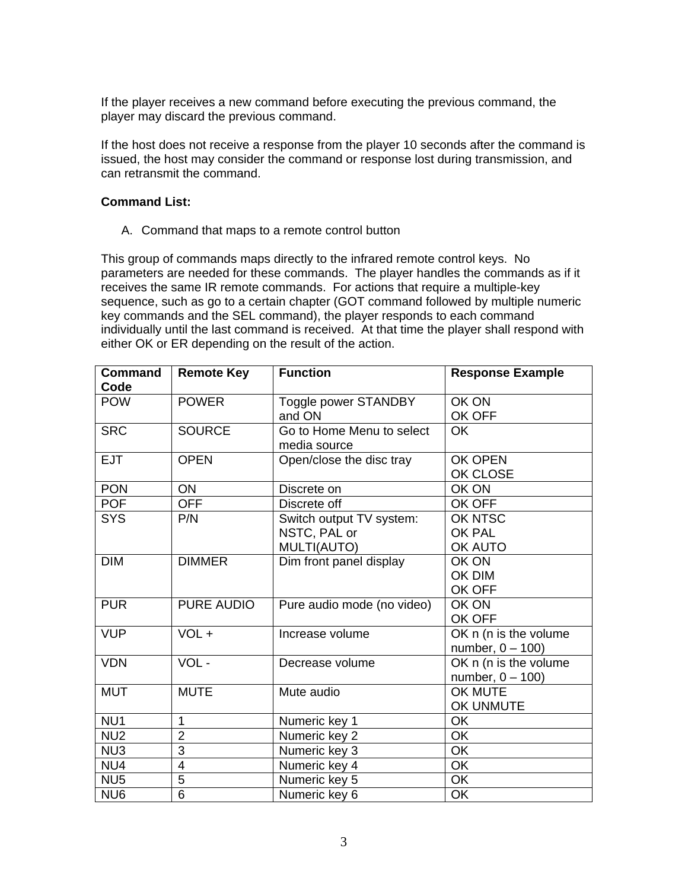If the player receives a new command before executing the previous command, the player may discard the previous command.

If the host does not receive a response from the player 10 seconds after the command is issued, the host may consider the command or response lost during transmission, and can retransmit the command.

**Command List:**

A. Command that maps to a remote control button

This group of commands maps directly to the infrared remote control keys. No parameters are needed for these commands. The player handles the commands as if it receives the same IR remote commands. For actions that require a multiple-key sequence, such as go to a certain chapter (GOT command followed by multiple numeric key commands and the SEL command), the player responds to each command individually until the last command is received. At that time the player shall respond with either OK or ER depending on the result of the action.

| Command Code | Remote Key | Function | Response Example |
|---|---|---|---|
| POW | POWER | Toggle power STANDBY and ON | OK ON<br>OK OFF |
| SRC | SOURCE | Go to Home Menu to select media source | OK |
| EJT | OPEN | Open/close the disc tray | OK OPEN<br>OK CLOSE |
| PON | ON | Discrete on | OK ON |
| POF | OFF | Discrete off | OK OFF |
| SYS | P/N | Switch output TV system: NSTC, PAL or MULTI(AUTO) | OK NTSC<br>OK PAL<br>OK AUTO |
| DIM | DIMMER | Dim front panel display | OK ON<br>OK DIM<br>OK OFF |
| PUR | PURE AUDIO | Pure audio mode (no video) | OK ON<br>OK OFF |
| VUP | VOL + | Increase volume | OK n (n is the volume number, 0 – 100) |
| VDN | VOL - | Decrease volume | OK n (n is the volume number, 0 – 100) |
| MUT | MUTE | Mute audio | OK MUTE<br>OK UNMUTE |
| NU1 | 1 | Numeric key 1 | OK |
| NU2 | 2 | Numeric key 2 | OK |
| NU3 | 3 | Numeric key 3 | OK |
| NU4 | 4 | Numeric key 4 | OK |
| NU5 | 5 | Numeric key 5 | OK |
| NU6 | 6 | Numeric key 6 | OK |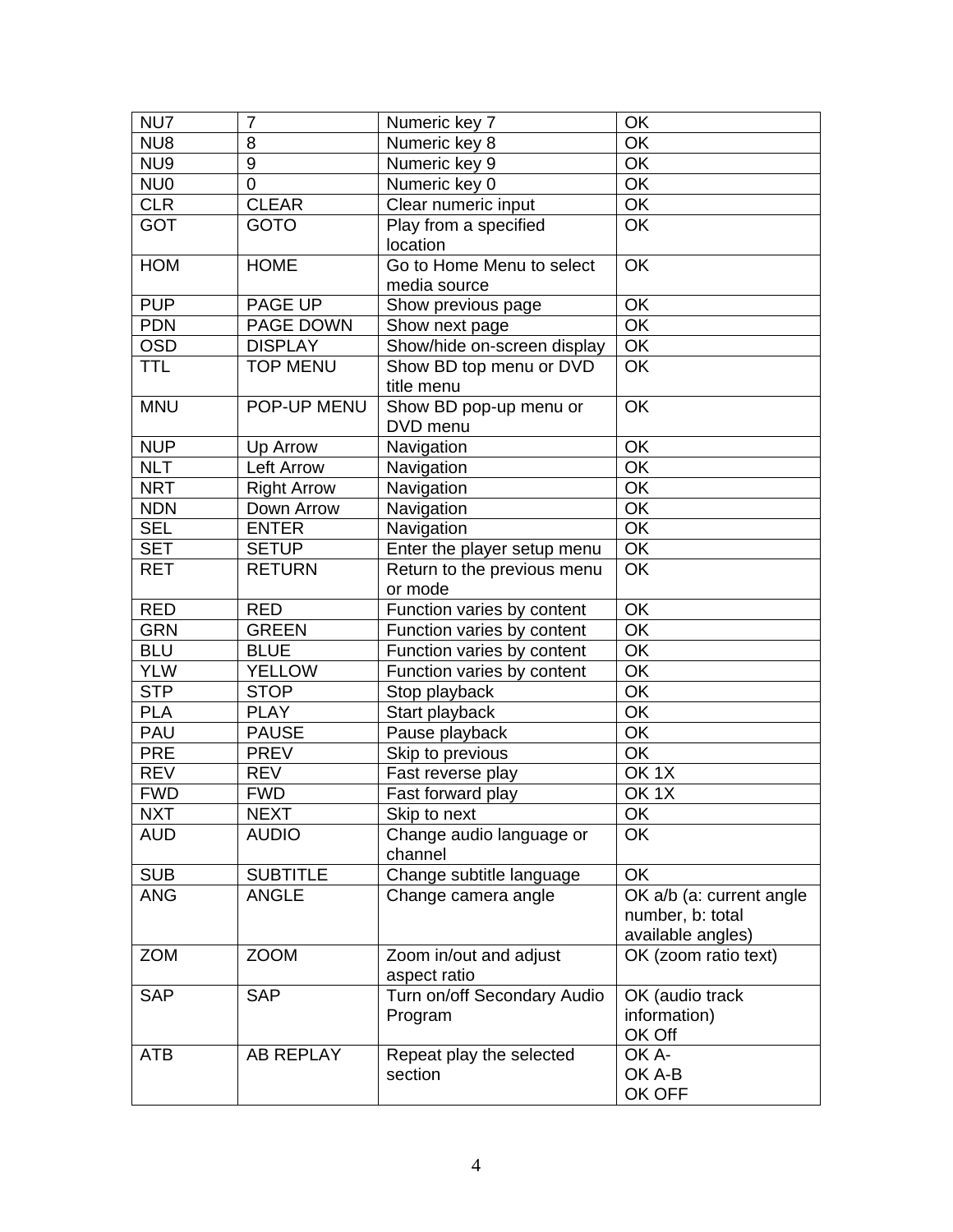| NU7 | 7 | Numeric key 7 | OK |
|---|---|---|---|
| NU8 | 8 | Numeric key 8 | OK |
| NU9 | 9 | Numeric key 9 | OK |
| NU0 | 0 | Numeric key 0 | OK |
| CLR | CLEAR | Clear numeric input | OK |
| GOT | GOTO | Play from a specified location | OK |
| HOM | HOME | Go to Home Menu to select media source | OK |
| PUP | PAGE UP | Show previous page | OK |
| PDN | PAGE DOWN | Show next page | OK |
| OSD | DISPLAY | Show/hide on-screen display | OK |
| TTL | TOP MENU | Show BD top menu or DVD title menu | OK |
| MNU | POP-UP MENU | Show BD pop-up menu or DVD menu | OK |
| NUP | Up Arrow | Navigation | OK |
| NLT | Left Arrow | Navigation | OK |
| NRT | Right Arrow | Navigation | OK |
| NDN | Down Arrow | Navigation | OK |
| SEL | ENTER | Navigation | OK |
| SET | SETUP | Enter the player setup menu | OK |
| RET | RETURN | Return to the previous menu or mode | OK |
| RED | RED | Function varies by content | OK |
| GRN | GREEN | Function varies by content | OK |
| BLU | BLUE | Function varies by content | OK |
| YLW | YELLOW | Function varies by content | OK |
| STP | STOP | Stop playback | OK |
| PLA | PLAY | Start playback | OK |
| PAU | PAUSE | Pause playback | OK |
| PRE | PREV | Skip to previous | OK |
| REV | REV | Fast reverse play | OK 1X |
| FWD | FWD | Fast forward play | OK 1X |
| NXT | NEXT | Skip to next | OK |
| AUD | AUDIO | Change audio language or channel | OK |
| SUB | SUBTITLE | Change subtitle language | OK |
| ANG | ANGLE | Change camera angle | OK a/b (a: current angle number, b: total available angles) |
| ZOM | ZOOM | Zoom in/out and adjust aspect ratio | OK (zoom ratio text) |
| SAP | SAP | Turn on/off Secondary Audio Program | OK (audio track information)<br>OK Off |
| ATB | AB REPLAY | Repeat play the selected section | OK A-<br>OK A-B<br>OK OFF |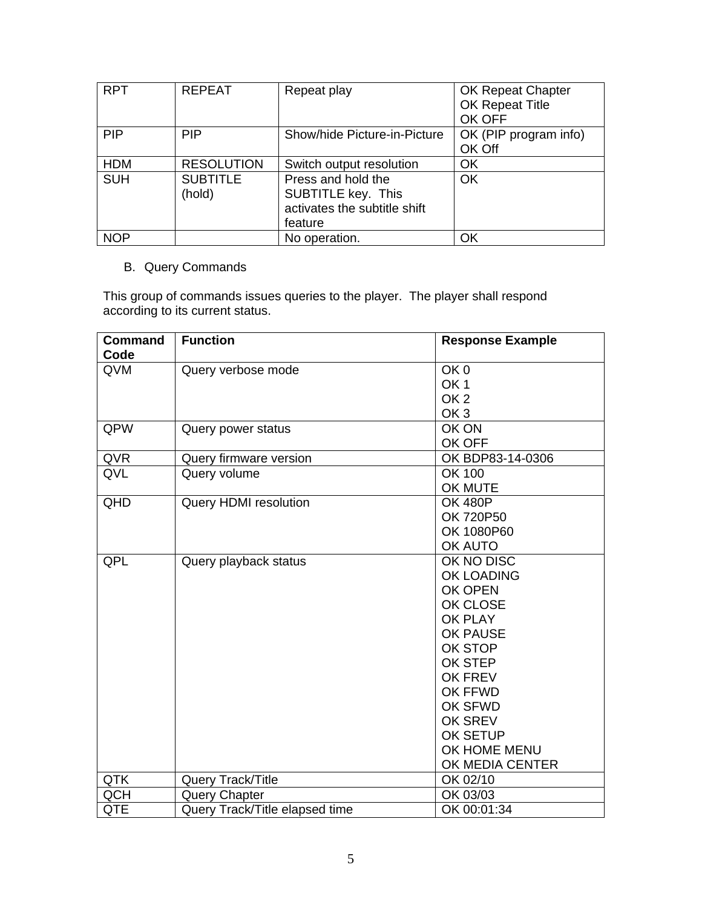| RPT | REPEAT | Repeat play | OK Repeat Chapter<br>OK Repeat Title<br>OK OFF |
| --- | --- | --- | --- |
| PIP | PIP | Show/hide Picture-in-Picture | OK (PIP program info)<br>OK Off |
| HDM | RESOLUTION | Switch output resolution | OK |
| SUH | SUBTITLE (hold) | Press and hold the SUBTITLE key. This activates the subtitle shift feature | OK |
| NOP | | No operation. | OK |

B. Query Commands

This group of commands issues queries to the player. The player shall respond according to its current status.

| Command Code | Function | Response Example |
| --- | --- | --- |
| QVM | Query verbose mode | OK 0<br>OK 1<br>OK 2<br>OK 3 |
| QPW | Query power status | OK ON<br>OK OFF |
| QVR | Query firmware version | OK BDP83-14-0306 |
| QVL | Query volume | OK 100<br>OK MUTE |
| QHD | Query HDMI resolution | OK 480P<br>OK 720P50<br>OK 1080P60<br>OK AUTO |
| QPL | Query playback status | OK NO DISC<br>OK LOADING<br>OK OPEN<br>OK CLOSE<br>OK PLAY<br>OK PAUSE<br>OK STOP<br>OK STEP<br>OK FREV<br>OK FFWD<br>OK SFWD<br>OK SREV<br>OK SETUP<br>OK HOME MENU<br>OK MEDIA CENTER |
| QTK | Query Track/Title | OK 02/10 |
| QCH | Query Chapter | OK 03/03 |
| QTE | Query Track/Title elapsed time | OK 00:01:34 |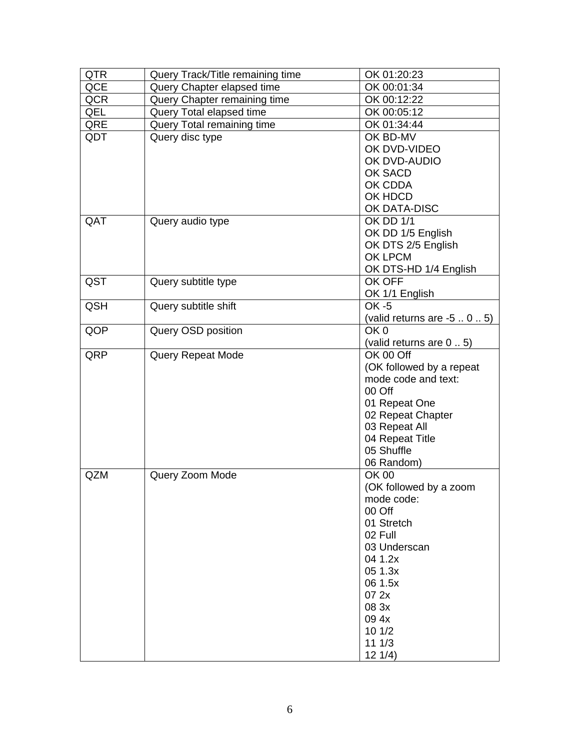| QTR | Query Track/Title remaining time | OK 01:20:23 |
|---|---|---|
| QCE | Query Chapter elapsed time | OK 00:01:34 |
| QCR | Query Chapter remaining time | OK 00:12:22 |
| QEL | Query Total elapsed time | OK 00:05:12 |
| QRE | Query Total remaining time | OK 01:34:44 |
| QDT | Query disc type | OK BD-MV<br>OK DVD-VIDEO<br>OK DVD-AUDIO<br>OK SACD<br>OK CDDA<br>OK HDCD<br>OK DATA-DISC |
| QAT | Query audio type | OK DD 1/1<br>OK DD 1/5 English<br>OK DTS 2/5 English<br>OK LPCM<br>OK DTS-HD 1/4 English |
| QST | Query subtitle type | OK OFF<br>OK 1/1 English |
| QSH | Query subtitle shift | OK -5<br>(valid returns are -5 .. 0 .. 5) |
| QOP | Query OSD position | OK 0<br>(valid returns are 0 .. 5) |
| QRP | Query Repeat Mode | OK 00 Off<br>(OK followed by a repeat mode code and text:<br>00 Off<br>01 Repeat One<br>02 Repeat Chapter<br>03 Repeat All<br>04 Repeat Title<br>05 Shuffle<br>06 Random) |
| QZM | Query Zoom Mode | OK 00<br>(OK followed by a zoom mode code:<br>00 Off<br>01 Stretch<br>02 Full<br>03 Underscan<br>04 1.2x<br>05 1.3x<br>06 1.5x<br>07 2x<br>08 3x<br>09 4x<br>10 1/2<br>11 1/3<br>12 1/4) |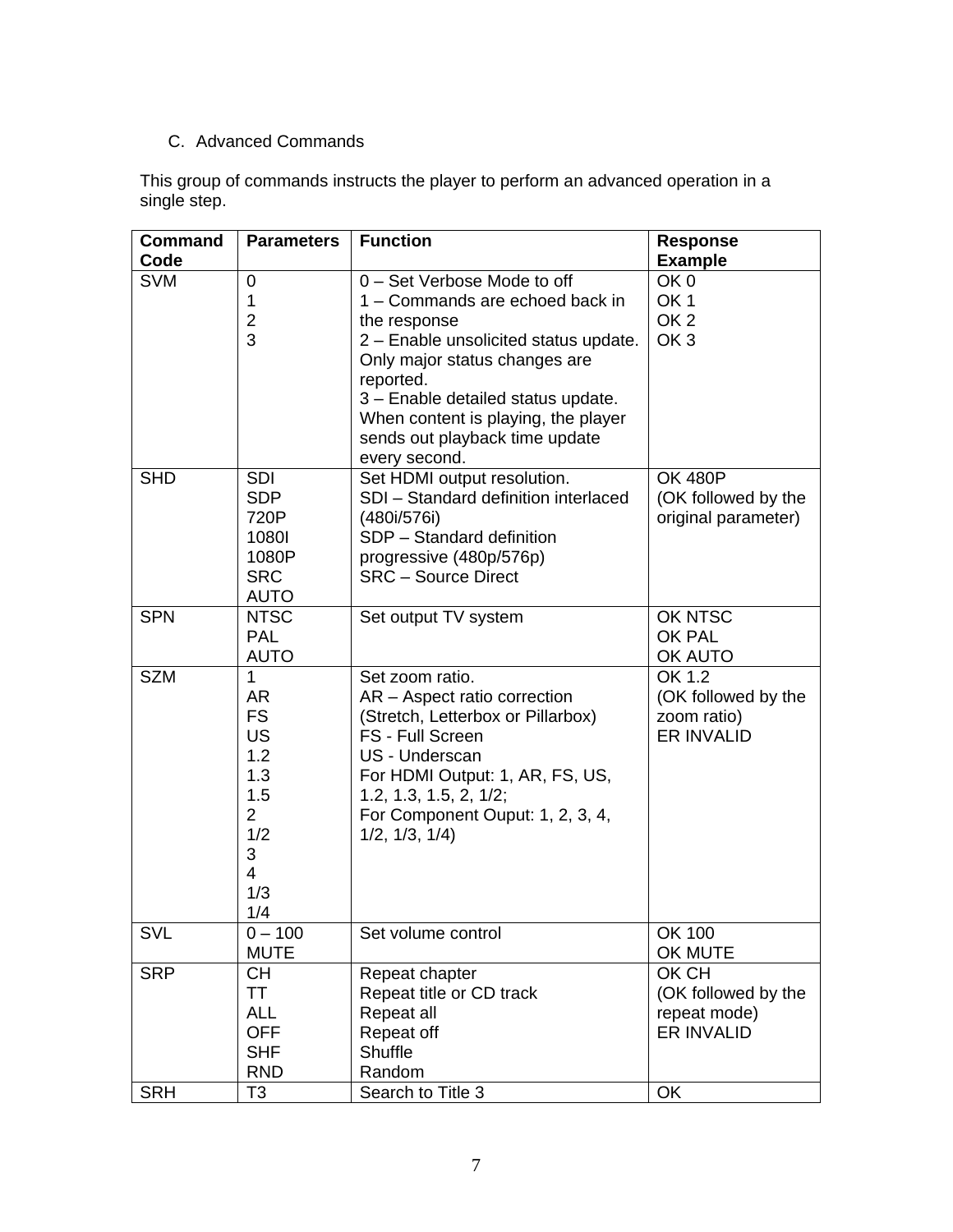### C. Advanced Commands

This group of commands instructs the player to perform an advanced operation in a single step.

| Command Code | Parameters | Function | Response Example |
|---|---|---|---|
| SVM | 0<br>1<br>2<br>3 | 0 – Set Verbose Mode to off<br>1 – Commands are echoed back in the response<br>2 – Enable unsolicited status update. Only major status changes are reported.<br>3 – Enable detailed status update. When content is playing, the player sends out playback time update every second. | OK 0<br>OK 1<br>OK 2<br>OK 3 |
| SHD | SDI<br>SDP<br>720P<br>1080I<br>1080P<br>SRC<br>AUTO | Set HDMI output resolution.<br>SDI – Standard definition interlaced (480i/576i)<br>SDP – Standard definition progressive (480p/576p)<br>SRC – Source Direct | OK 480P<br>(OK followed by the original parameter) |
| SPN | NTSC<br>PAL<br>AUTO | Set output TV system | OK NTSC<br>OK PAL<br>OK AUTO |
| SZM | 1<br>AR<br>FS<br>US<br>1.2<br>1.3<br>1.5<br>2<br>1/2<br>3<br>4<br>1/3<br>1/4 | Set zoom ratio.<br>AR – Aspect ratio correction (Stretch, Letterbox or Pillarbox)<br>FS - Full Screen<br>US - Underscan<br>For HDMI Output: 1, AR, FS, US, 1.2, 1.3, 1.5, 2, 1/2;<br>For Component Ouput: 1, 2, 3, 4, 1/2, 1/3, 1/4) | OK 1.2<br>(OK followed by the zoom ratio)<br>ER INVALID |
| SVL | 0 – 100<br>MUTE | Set volume control | OK 100<br>OK MUTE |
| SRP | CH<br>TT<br>ALL<br>OFF<br>SHF<br>RND | Repeat chapter<br>Repeat title or CD track<br>Repeat all<br>Repeat off<br>Shuffle<br>Random | OK CH<br>(OK followed by the repeat mode)<br>ER INVALID |
| SRH | T3 | Search to Title 3 | OK |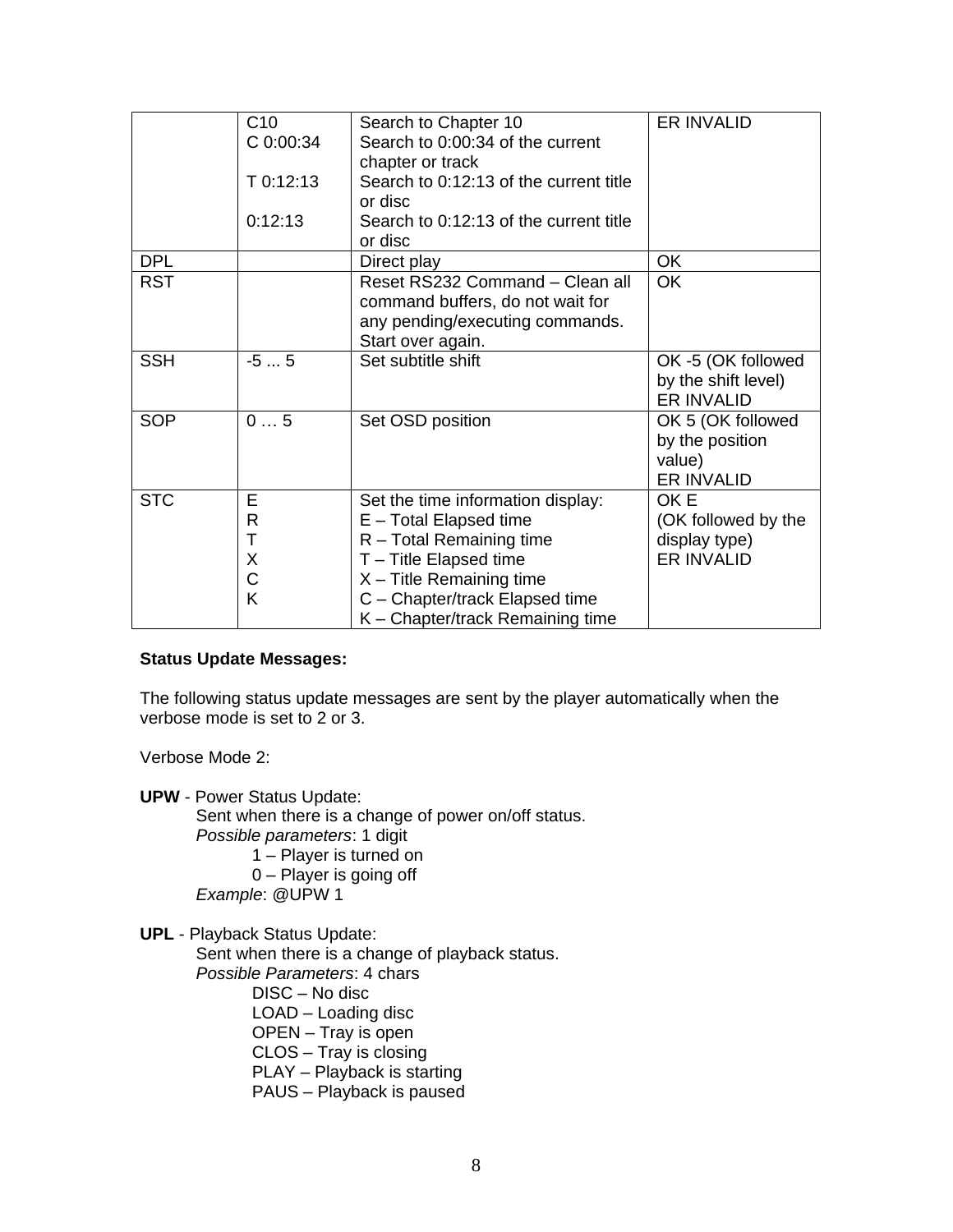| | | | |
|---|---|---|---|
| | C10<br>C 0:00:34<br><br>T 0:12:13<br><br>0:12:13 | Search to Chapter 10<br>Search to 0:00:34 of the current chapter or track<br>Search to 0:12:13 of the current title or disc<br>Search to 0:12:13 of the current title or disc | ER INVALID |
| DPL | | Direct play | OK |
| RST | | Reset RS232 Command – Clean all command buffers, do not wait for any pending/executing commands. Start over again. | OK |
| SSH | -5 ... 5 | Set subtitle shift | OK -5 (OK followed by the shift level)<br>ER INVALID |
| SOP | 0 … 5 | Set OSD position | OK 5 (OK followed by the position value)<br>ER INVALID |
| STC | E<br>R<br>T<br>X<br>C<br>K | Set the time information display:<br>E – Total Elapsed time<br>R – Total Remaining time<br>T – Title Elapsed time<br>X – Title Remaining time<br>C – Chapter/track Elapsed time<br>K – Chapter/track Remaining time | OK E<br>(OK followed by the display type)<br>ER INVALID |

**Status Update Messages:**

The following status update messages are sent by the player automatically when the verbose mode is set to 2 or 3.

Verbose Mode 2:

**UPW** - Power Status Update:

Sent when there is a change of power on/off status.
*Possible parameters*: 1 digit
- 1 – Player is turned on
- 0 – Player is going off

*Example*: @UPW 1

**UPL** - Playback Status Update:

Sent when there is a change of playback status.
*Possible Parameters*: 4 chars
- DISC – No disc
- LOAD – Loading disc
- OPEN – Tray is open
- CLOS – Tray is closing
- PLAY – Playback is starting
- PAUS – Playback is paused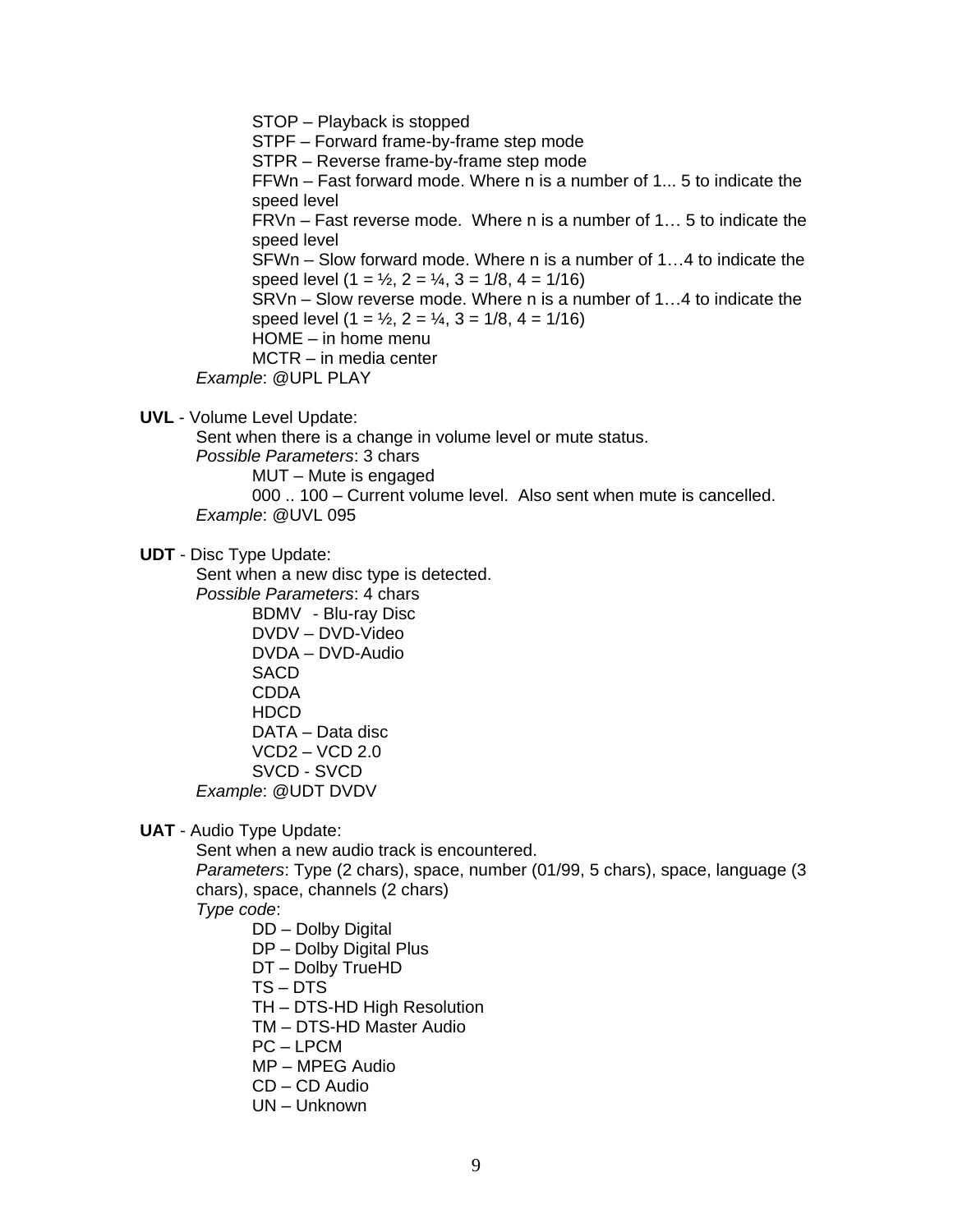STOP – Playback is stopped
STPF – Forward frame-by-frame step mode
STPR – Reverse frame-by-frame step mode
FFWn – Fast forward mode. Where n is a number of 1... 5 to indicate the speed level
FRVn – Fast reverse mode. Where n is a number of 1… 5 to indicate the speed level
SFWn – Slow forward mode. Where n is a number of 1…4 to indicate the speed level (1 = ½, 2 = ¼, 3 = 1/8, 4 = 1/16)
SRVn – Slow reverse mode. Where n is a number of 1…4 to indicate the speed level (1 = ½, 2 = ¼, 3 = 1/8, 4 = 1/16)
HOME – in home menu
MCTR – in media center

*Example*: @UPL PLAY

**UVL** - Volume Level Update:

Sent when there is a change in volume level or mute status.

*Possible Parameters*: 3 chars

MUT – Mute is engaged
000 .. 100 – Current volume level.  Also sent when mute is cancelled.

*Example*: @UVL 095

**UDT** - Disc Type Update:

Sent when a new disc type is detected.

*Possible Parameters*: 4 chars

BDMV  - Blu-ray Disc
DVDV – DVD-Video
DVDA – DVD-Audio
SACD
CDDA
HDCD
DATA – Data disc
VCD2 – VCD 2.0
SVCD - SVCD

*Example*: @UDT DVDV

**UAT** - Audio Type Update:

Sent when a new audio track is encountered.

*Parameters*: Type (2 chars), space, number (01/99, 5 chars), space, language (3 chars), space, channels (2 chars)

*Type code*:

DD – Dolby Digital
DP – Dolby Digital Plus
DT – Dolby TrueHD
TS – DTS
TH – DTS-HD High Resolution
TM – DTS-HD Master Audio
PC – LPCM
MP – MPEG Audio
CD – CD Audio
UN – Unknown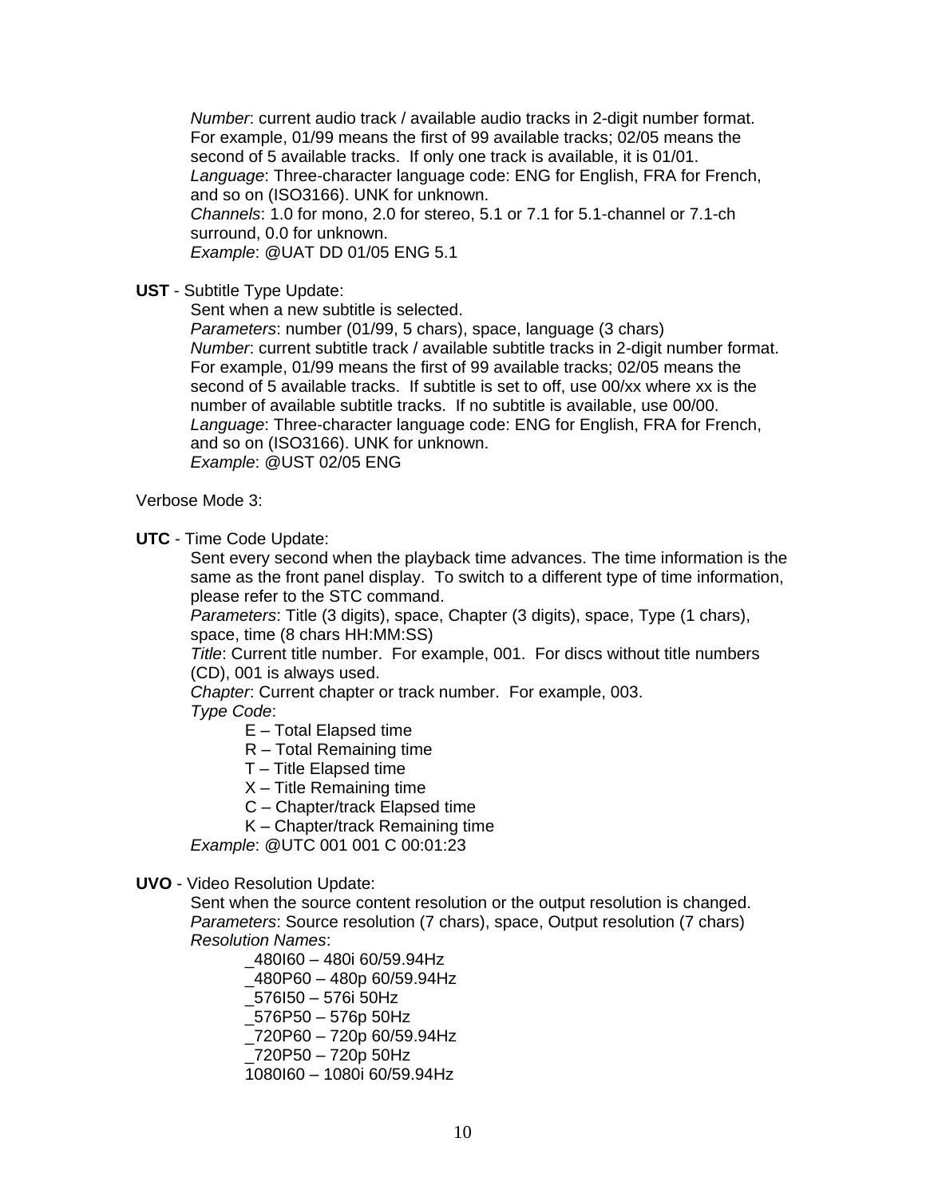*Number*: current audio track / available audio tracks in 2-digit number format. For example, 01/99 means the first of 99 available tracks; 02/05 means the second of 5 available tracks. If only one track is available, it is 01/01.
*Language*: Three-character language code: ENG for English, FRA for French, and so on (ISO3166). UNK for unknown.
*Channels*: 1.0 for mono, 2.0 for stereo, 5.1 or 7.1 for 5.1-channel or 7.1-ch surround, 0.0 for unknown.
*Example*: @UAT DD 01/05 ENG 5.1

**UST** - Subtitle Type Update:

Sent when a new subtitle is selected.
*Parameters*: number (01/99, 5 chars), space, language (3 chars)
*Number*: current subtitle track / available subtitle tracks in 2-digit number format. For example, 01/99 means the first of 99 available tracks; 02/05 means the second of 5 available tracks. If subtitle is set to off, use 00/xx where xx is the number of available subtitle tracks. If no subtitle is available, use 00/00.
*Language*: Three-character language code: ENG for English, FRA for French, and so on (ISO3166). UNK for unknown.
*Example*: @UST 02/05 ENG

Verbose Mode 3:

**UTC** - Time Code Update:

Sent every second when the playback time advances. The time information is the same as the front panel display. To switch to a different type of time information, please refer to the STC command.
*Parameters*: Title (3 digits), space, Chapter (3 digits), space, Type (1 chars), space, time (8 chars HH:MM:SS)
*Title*: Current title number. For example, 001. For discs without title numbers (CD), 001 is always used.
*Chapter*: Current chapter or track number. For example, 003.
*Type Code*:

- E – Total Elapsed time
- R – Total Remaining time
- T – Title Elapsed time
- X – Title Remaining time
- C – Chapter/track Elapsed time
- K – Chapter/track Remaining time

*Example*: @UTC 001 001 C 00:01:23

**UVO** - Video Resolution Update:

Sent when the source content resolution or the output resolution is changed.
*Parameters*: Source resolution (7 chars), space, Output resolution (7 chars)
*Resolution Names*:

- _480I60 – 480i 60/59.94Hz
- _480P60 – 480p 60/59.94Hz
- _576I50 – 576i 50Hz
- _576P50 – 576p 50Hz
- _720P60 – 720p 60/59.94Hz
- _720P50 – 720p 50Hz
- 1080I60 – 1080i 60/59.94Hz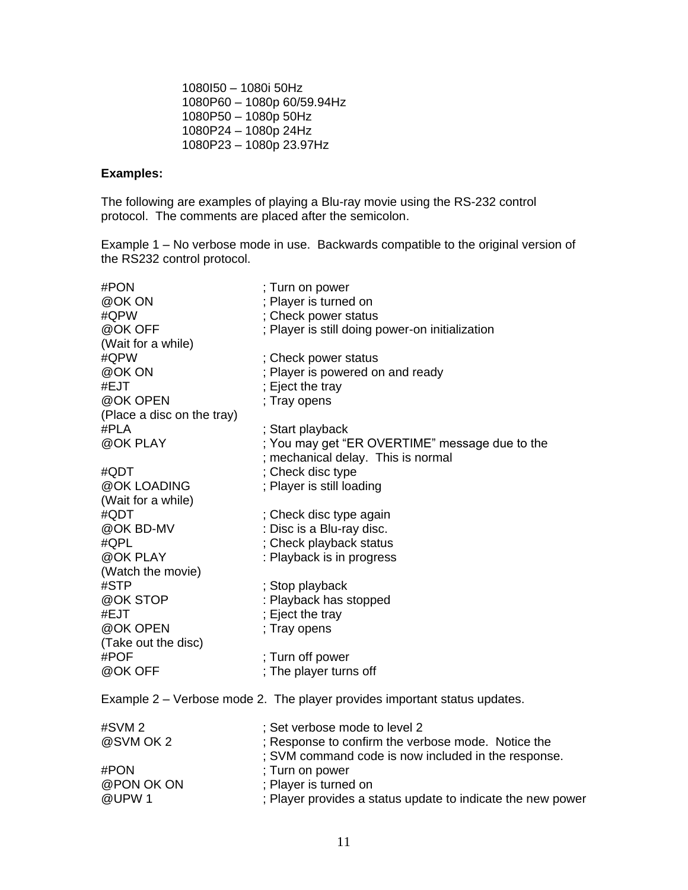1080I50 – 1080i 50Hz
1080P60 – 1080p 60/59.94Hz
1080P50 – 1080p 50Hz
1080P24 – 1080p 24Hz
1080P23 – 1080p 23.97Hz

**Examples:**

The following are examples of playing a Blu-ray movie using the RS-232 control protocol. The comments are placed after the semicolon.

Example 1 – No verbose mode in use. Backwards compatible to the original version of the RS232 control protocol.

```
#PON                        ; Turn on power
@OK ON                      ; Player is turned on
#QPW                        ; Check power status
@OK OFF                     ; Player is still doing power-on initialization
(Wait for a while)
#QPW                        ; Check power status
@OK ON                      ; Player is powered on and ready
#EJT                        ; Eject the tray
@OK OPEN                    ; Tray opens
(Place a disc on the tray)
#PLA                        ; Start playback
@OK PLAY                    ; You may get "ER OVERTIME" message due to the
                            ; mechanical delay.  This is normal
#QDT                        ; Check disc type
@OK LOADING                 ; Player is still loading
(Wait for a while)
#QDT                        ; Check disc type again
@OK BD-MV                   : Disc is a Blu-ray disc.
#QPL                        ; Check playback status
@OK PLAY                    : Playback is in progress
(Watch the movie)
#STP                        ; Stop playback
@OK STOP                    : Playback has stopped
#EJT                        ; Eject the tray
@OK OPEN                    ; Tray opens
(Take out the disc)
#POF                        ; Turn off power
@OK OFF                     ; The player turns off
```

Example 2 – Verbose mode 2. The player provides important status updates.

```
#SVM 2                      ; Set verbose mode to level 2
@SVM OK 2                   ; Response to confirm the verbose mode.  Notice the
                            ; SVM command code is now included in the response.
#PON                        ; Turn on power
@PON OK ON                  ; Player is turned on
@UPW 1                      ; Player provides a status update to indicate the new power
```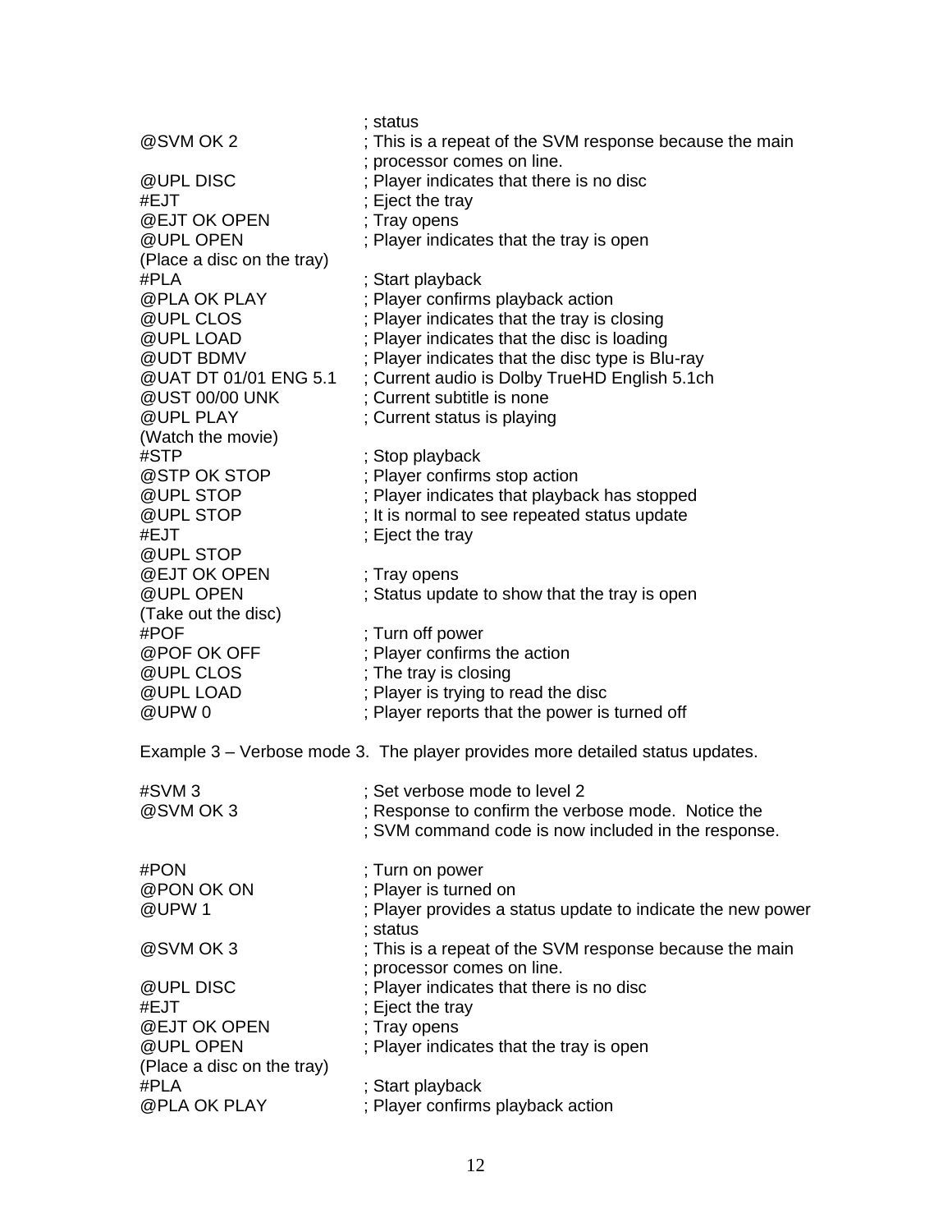```
                          ; status
@SVM OK 2                 ; This is a repeat of the SVM response because the main
                          ; processor comes on line.
@UPL DISC                 ; Player indicates that there is no disc
#EJT                      ; Eject the tray
@EJT OK OPEN              ; Tray opens
@UPL OPEN                 ; Player indicates that the tray is open
(Place a disc on the tray)
#PLA                      ; Start playback
@PLA OK PLAY              ; Player confirms playback action
@UPL CLOS                 ; Player indicates that the tray is closing
@UPL LOAD                 ; Player indicates that the disc is loading
@UDT BDMV                 ; Player indicates that the disc type is Blu-ray
@UAT DT 01/01 ENG 5.1     ; Current audio is Dolby TrueHD English 5.1ch
@UST 00/00 UNK            ; Current subtitle is none
@UPL PLAY                 ; Current status is playing
(Watch the movie)
#STP                      ; Stop playback
@STP OK STOP              ; Player confirms stop action
@UPL STOP                 ; Player indicates that playback has stopped
@UPL STOP                 ; It is normal to see repeated status update
#EJT                      ; Eject the tray
@UPL STOP
@EJT OK OPEN              ; Tray opens
@UPL OPEN                 ; Status update to show that the tray is open
(Take out the disc)
#POF                      ; Turn off power
@POF OK OFF               ; Player confirms the action
@UPL CLOS                 ; The tray is closing
@UPL LOAD                 ; Player is trying to read the disc
@UPW 0                    ; Player reports that the power is turned off
```

Example 3 – Verbose mode 3. The player provides more detailed status updates.

```
#SVM 3                    ; Set verbose mode to level 2
@SVM OK 3                 ; Response to confirm the verbose mode. Notice the
                          ; SVM command code is now included in the response.

#PON                      ; Turn on power
@PON OK ON                ; Player is turned on
@UPW 1                    ; Player provides a status update to indicate the new power
                          ; status
@SVM OK 3                 ; This is a repeat of the SVM response because the main
                          ; processor comes on line.
@UPL DISC                 ; Player indicates that there is no disc
#EJT                      ; Eject the tray
@EJT OK OPEN              ; Tray opens
@UPL OPEN                 ; Player indicates that the tray is open
(Place a disc on the tray)
#PLA                      ; Start playback
@PLA OK PLAY              ; Player confirms playback action
```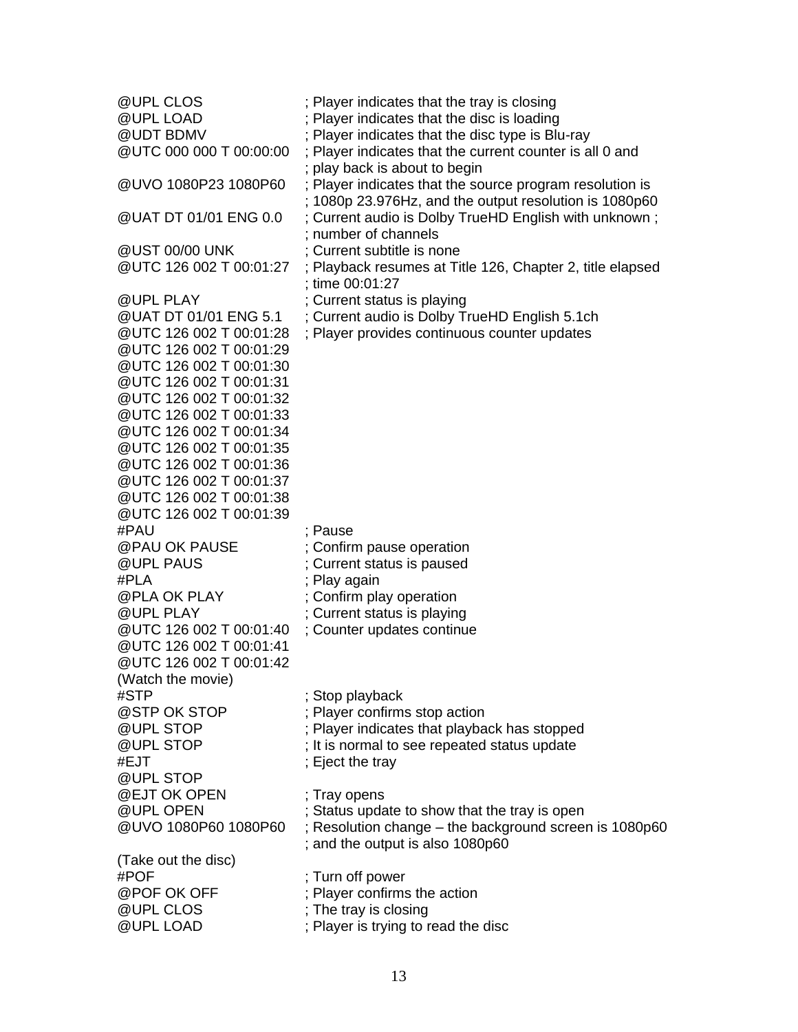```
@UPL CLOS               ; Player indicates that the tray is closing
@UPL LOAD               ; Player indicates that the disc is loading
@UDT BDMV               ; Player indicates that the disc type is Blu-ray
@UTC 000 000 T 00:00:00 ; Player indicates that the current counter is all 0 and
                        ; play back is about to begin
@UVO 1080P23 1080P60    ; Player indicates that the source program resolution is
                        ; 1080p 23.976Hz, and the output resolution is 1080p60
@UAT DT 01/01 ENG 0.0   ; Current audio is Dolby TrueHD English with unknown ;
                        ; number of channels
@UST 00/00 UNK          ; Current subtitle is none
@UTC 126 002 T 00:01:27 ; Playback resumes at Title 126, Chapter 2, title elapsed
                        ; time 00:01:27
@UPL PLAY               ; Current status is playing
@UAT DT 01/01 ENG 5.1   ; Current audio is Dolby TrueHD English 5.1ch
@UTC 126 002 T 00:01:28 ; Player provides continuous counter updates
@UTC 126 002 T 00:01:29
@UTC 126 002 T 00:01:30
@UTC 126 002 T 00:01:31
@UTC 126 002 T 00:01:32
@UTC 126 002 T 00:01:33
@UTC 126 002 T 00:01:34
@UTC 126 002 T 00:01:35
@UTC 126 002 T 00:01:36
@UTC 126 002 T 00:01:37
@UTC 126 002 T 00:01:38
@UTC 126 002 T 00:01:39
#PAU                    ; Pause
@PAU OK PAUSE           ; Confirm pause operation
@UPL PAUS               ; Current status is paused
#PLA                    ; Play again
@PLA OK PLAY            ; Confirm play operation
@UPL PLAY               ; Current status is playing
@UTC 126 002 T 00:01:40 ; Counter updates continue
@UTC 126 002 T 00:01:41
@UTC 126 002 T 00:01:42
(Watch the movie)
#STP                    ; Stop playback
@STP OK STOP            ; Player confirms stop action
@UPL STOP               ; Player indicates that playback has stopped
@UPL STOP               ; It is normal to see repeated status update
#EJT                    ; Eject the tray
@UPL STOP
@EJT OK OPEN            ; Tray opens
@UPL OPEN               ; Status update to show that the tray is open
@UVO 1080P60 1080P60    ; Resolution change – the background screen is 1080p60
                        ; and the output is also 1080p60
(Take out the disc)
#POF                    ; Turn off power
@POF OK OFF             ; Player confirms the action
@UPL CLOS               ; The tray is closing
@UPL LOAD               ; Player is trying to read the disc
```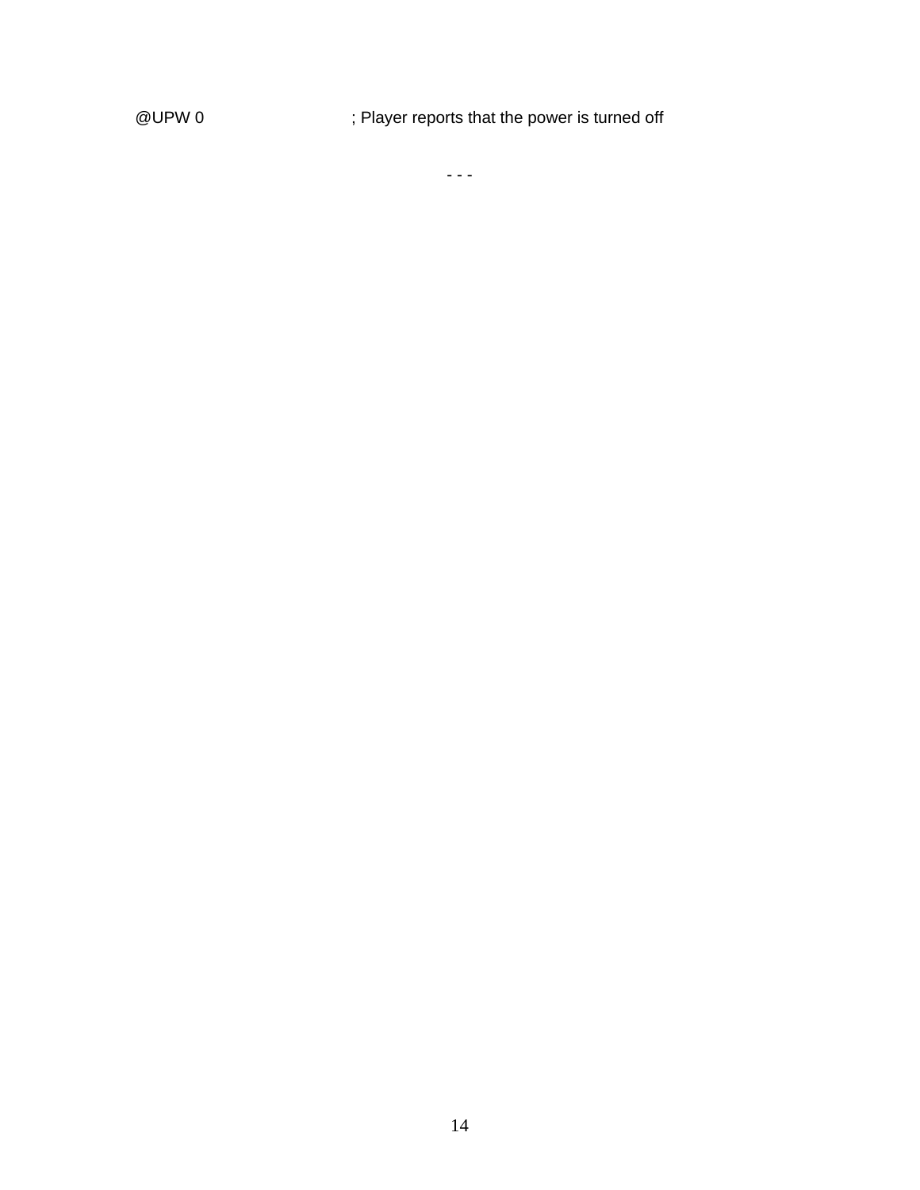```
@UPW 0                    ; Player reports that the power is turned off
```

- - -